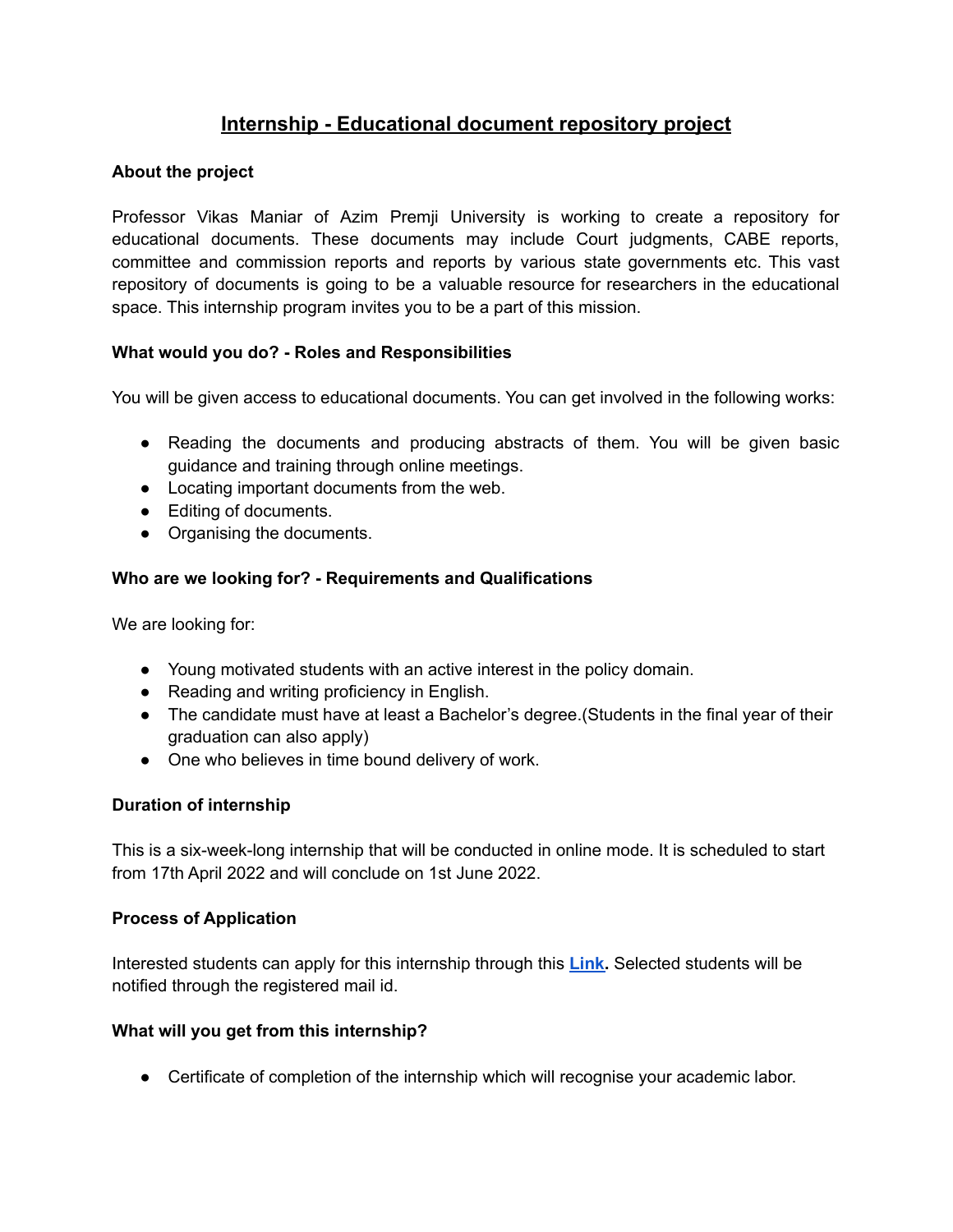# Internship - Educational document repository project

**About the project**

Professor Vikas Maniar of Azim Premji University is working to create a repository for educational documents. These documents may include Court judgments, CABE reports, committee and commission reports and reports by various state governments etc. This vast repository of documents is going to be a valuable resource for researchers in the educational space. This internship program invites you to be a part of this mission.

**What would you do? - Roles and Responsibilities**

You will be given access to educational documents. You can get involved in the following works:

- Reading the documents and producing abstracts of them. You will be given basic guidance and training through online meetings.
- Locating important documents from the web.
- Editing of documents.
- Organising the documents.

**Who are we looking for? - Requirements and Qualifications**

We are looking for:

- Young motivated students with an active interest in the policy domain.
- Reading and writing proficiency in English.
- The candidate must have at least a Bachelor's degree.(Students in the final year of their graduation can also apply)
- One who believes in time bound delivery of work.

**Duration of internship**

This is a six-week-long internship that will be conducted in online mode. It is scheduled to start from 17th April 2022 and will conclude on 1st June 2022.

**Process of Application**

Interested students can apply for this internship through this **Link.** Selected students will be notified through the registered mail id.

**What will you get from this internship?**

- Certificate of completion of the internship which will recognise your academic labor.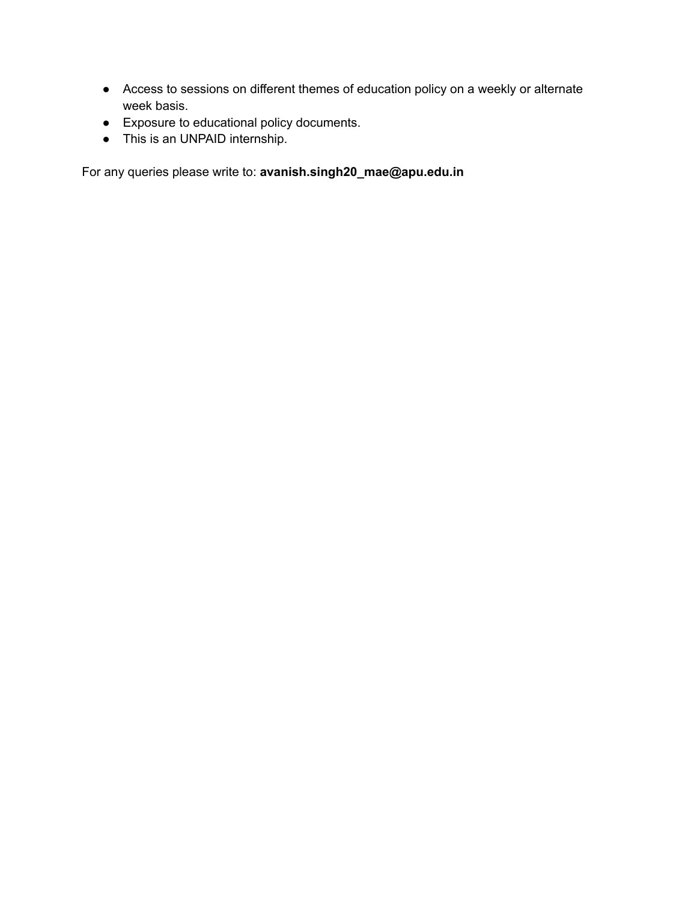- Access to sessions on different themes of education policy on a weekly or alternate week basis.
- Exposure to educational policy documents.
- This is an UNPAID internship.

For any queries please write to: **avanish.singh20_mae@apu.edu.in**